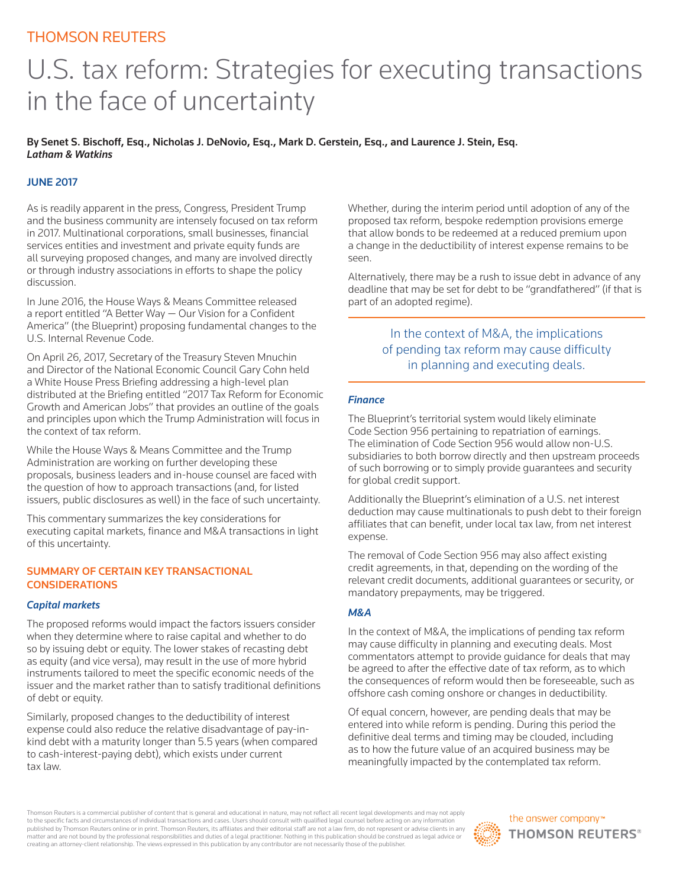THOMSON REUTERS

# U.S. tax reform: Strategies for executing transactions in the face of uncertainty

**By Senet S. Bischoff, Esq., Nicholas J. DeNovio, Esq., Mark D. Gerstein, Esq., and Laurence J. Stein, Esq.**
***Latham & Watkins***

**JUNE 2017**

As is readily apparent in the press, Congress, President Trump and the business community are intensely focused on tax reform in 2017. Multinational corporations, small businesses, financial services entities and investment and private equity funds are all surveying proposed changes, and many are involved directly or through industry associations in efforts to shape the policy discussion.

In June 2016, the House Ways & Means Committee released a report entitled "A Better Way — Our Vision for a Confident America" (the Blueprint) proposing fundamental changes to the U.S. Internal Revenue Code.

On April 26, 2017, Secretary of the Treasury Steven Mnuchin and Director of the National Economic Council Gary Cohn held a White House Press Briefing addressing a high-level plan distributed at the Briefing entitled "2017 Tax Reform for Economic Growth and American Jobs" that provides an outline of the goals and principles upon which the Trump Administration will focus in the context of tax reform.

While the House Ways & Means Committee and the Trump Administration are working on further developing these proposals, business leaders and in-house counsel are faced with the question of how to approach transactions (and, for listed issuers, public disclosures as well) in the face of such uncertainty.

This commentary summarizes the key considerations for executing capital markets, finance and M&A transactions in light of this uncertainty.

## SUMMARY OF CERTAIN KEY TRANSACTIONAL CONSIDERATIONS

### *Capital markets*

The proposed reforms would impact the factors issuers consider when they determine where to raise capital and whether to do so by issuing debt or equity. The lower stakes of recasting debt as equity (and vice versa), may result in the use of more hybrid instruments tailored to meet the specific economic needs of the issuer and the market rather than to satisfy traditional definitions of debt or equity.

Similarly, proposed changes to the deductibility of interest expense could also reduce the relative disadvantage of pay-in-kind debt with a maturity longer than 5.5 years (when compared to cash-interest-paying debt), which exists under current tax law.

Whether, during the interim period until adoption of any of the proposed tax reform, bespoke redemption provisions emerge that allow bonds to be redeemed at a reduced premium upon a change in the deductibility of interest expense remains to be seen.

Alternatively, there may be a rush to issue debt in advance of any deadline that may be set for debt to be "grandfathered" (if that is part of an adopted regime).

> In the context of M&A, the implications of pending tax reform may cause difficulty in planning and executing deals.

### *Finance*

The Blueprint's territorial system would likely eliminate Code Section 956 pertaining to repatriation of earnings. The elimination of Code Section 956 would allow non-U.S. subsidiaries to both borrow directly and then upstream proceeds of such borrowing or to simply provide guarantees and security for global credit support.

Additionally the Blueprint's elimination of a U.S. net interest deduction may cause multinationals to push debt to their foreign affiliates that can benefit, under local tax law, from net interest expense.

The removal of Code Section 956 may also affect existing credit agreements, in that, depending on the wording of the relevant credit documents, additional guarantees or security, or mandatory prepayments, may be triggered.

### *M&A*

In the context of M&A, the implications of pending tax reform may cause difficulty in planning and executing deals. Most commentators attempt to provide guidance for deals that may be agreed to after the effective date of tax reform, as to which the consequences of reform would then be foreseeable, such as offshore cash coming onshore or changes in deductibility.

Of equal concern, however, are pending deals that may be entered into while reform is pending. During this period the definitive deal terms and timing may be clouded, including as to how the future value of an acquired business may be meaningfully impacted by the contemplated tax reform.

Thomson Reuters is a commercial publisher of content that is general and educational in nature, may not reflect all recent legal developments and may not apply to the specific facts and circumstances of individual transactions and cases. Users should consult with qualified legal counsel before acting on any information published by Thomson Reuters online or in print. Thomson Reuters, its affiliates and their editorial staff are not a law firm, do not represent or advise clients in any matter and are not bound by the professional responsibilities and duties of a legal practitioner. Nothing in this publication should be construed as legal advice or creating an attorney-client relationship. The views expressed in this publication by any contributor are not necessarily those of the publisher.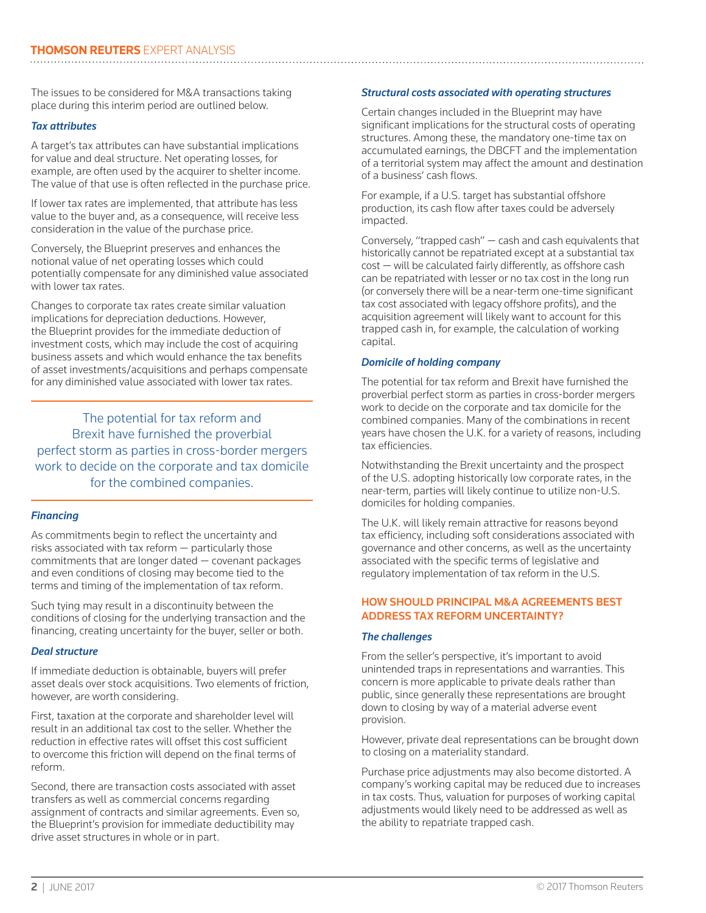The issues to be considered for M&A transactions taking place during this interim period are outlined below.

***Tax attributes***

A target's tax attributes can have substantial implications for value and deal structure. Net operating losses, for example, are often used by the acquirer to shelter income. The value of that use is often reflected in the purchase price.

If lower tax rates are implemented, that attribute has less value to the buyer and, as a consequence, will receive less consideration in the value of the purchase price.

Conversely, the Blueprint preserves and enhances the notional value of net operating losses which could potentially compensate for any diminished value associated with lower tax rates.

Changes to corporate tax rates create similar valuation implications for depreciation deductions. However, the Blueprint provides for the immediate deduction of investment costs, which may include the cost of acquiring business assets and which would enhance the tax benefits of asset investments/acquisitions and perhaps compensate for any diminished value associated with lower tax rates.

> The potential for tax reform and Brexit have furnished the proverbial perfect storm as parties in cross-border mergers work to decide on the corporate and tax domicile for the combined companies.

***Financing***

As commitments begin to reflect the uncertainty and risks associated with tax reform — particularly those commitments that are longer dated — covenant packages and even conditions of closing may become tied to the terms and timing of the implementation of tax reform.

Such tying may result in a discontinuity between the conditions of closing for the underlying transaction and the financing, creating uncertainty for the buyer, seller or both.

***Deal structure***

If immediate deduction is obtainable, buyers will prefer asset deals over stock acquisitions. Two elements of friction, however, are worth considering.

First, taxation at the corporate and shareholder level will result in an additional tax cost to the seller. Whether the reduction in effective rates will offset this cost sufficient to overcome this friction will depend on the final terms of reform.

Second, there are transaction costs associated with asset transfers as well as commercial concerns regarding assignment of contracts and similar agreements. Even so, the Blueprint's provision for immediate deductibility may drive asset structures in whole or in part.

***Structural costs associated with operating structures***

Certain changes included in the Blueprint may have significant implications for the structural costs of operating structures. Among these, the mandatory one-time tax on accumulated earnings, the DBCFT and the implementation of a territorial system may affect the amount and destination of a business' cash flows.

For example, if a U.S. target has substantial offshore production, its cash flow after taxes could be adversely impacted.

Conversely, "trapped cash" — cash and cash equivalents that historically cannot be repatriated except at a substantial tax cost — will be calculated fairly differently, as offshore cash can be repatriated with lesser or no tax cost in the long run (or conversely there will be a near-term one-time significant tax cost associated with legacy offshore profits), and the acquisition agreement will likely want to account for this trapped cash in, for example, the calculation of working capital.

***Domicile of holding company***

The potential for tax reform and Brexit have furnished the proverbial perfect storm as parties in cross-border mergers work to decide on the corporate and tax domicile for the combined companies. Many of the combinations in recent years have chosen the U.K. for a variety of reasons, including tax efficiencies.

Notwithstanding the Brexit uncertainty and the prospect of the U.S. adopting historically low corporate rates, in the near-term, parties will likely continue to utilize non-U.S. domiciles for holding companies.

The U.K. will likely remain attractive for reasons beyond tax efficiency, including soft considerations associated with governance and other concerns, as well as the uncertainty associated with the specific terms of legislative and regulatory implementation of tax reform in the U.S.

## HOW SHOULD PRINCIPAL M&A AGREEMENTS BEST ADDRESS TAX REFORM UNCERTAINTY?

***The challenges***

From the seller's perspective, it's important to avoid unintended traps in representations and warranties. This concern is more applicable to private deals rather than public, since generally these representations are brought down to closing by way of a material adverse event provision.

However, private deal representations can be brought down to closing on a materiality standard.

Purchase price adjustments may also become distorted. A company's working capital may be reduced due to increases in tax costs. Thus, valuation for purposes of working capital adjustments would likely need to be addressed as well as the ability to repatriate trapped cash.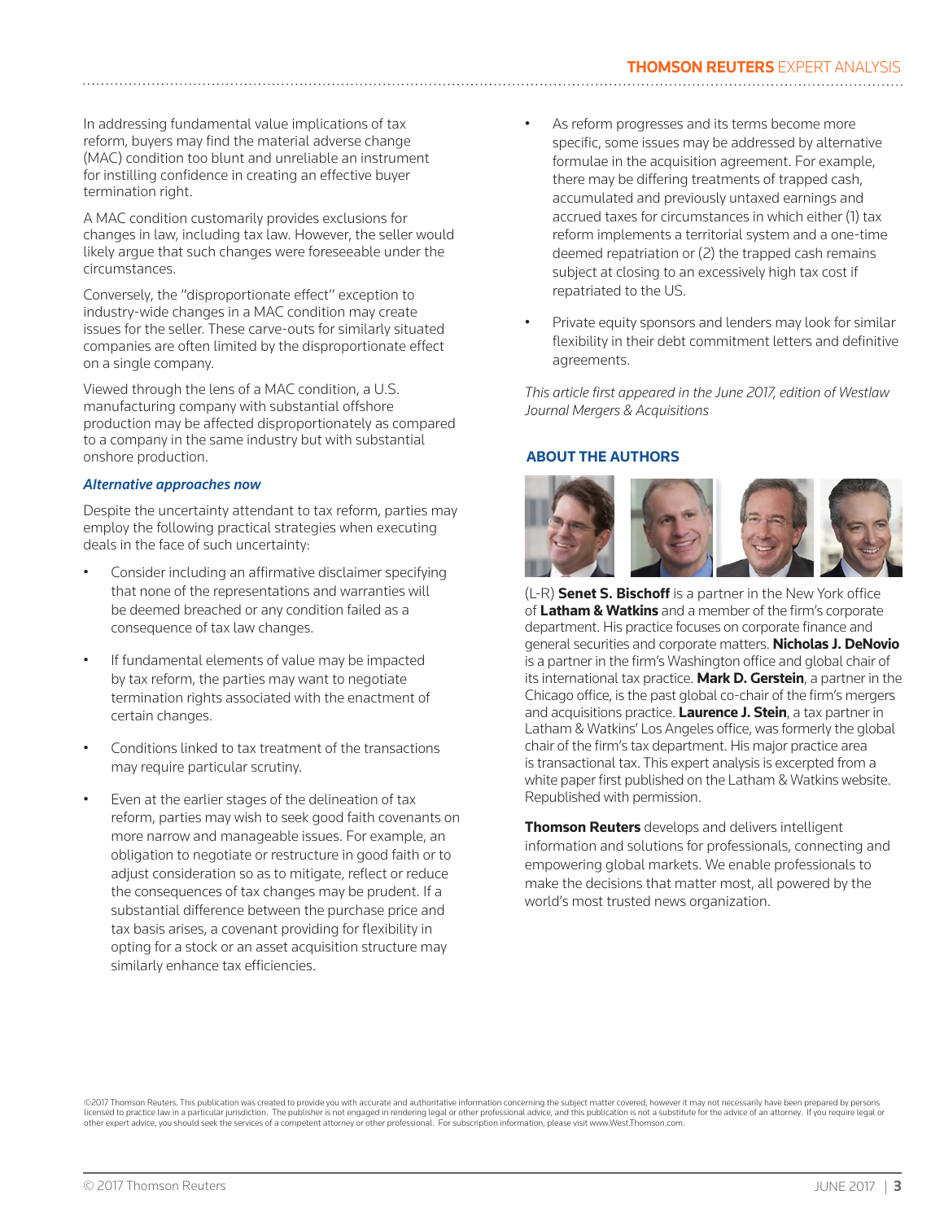In addressing fundamental value implications of tax reform, buyers may find the material adverse change (MAC) condition too blunt and unreliable an instrument for instilling confidence in creating an effective buyer termination right.

A MAC condition customarily provides exclusions for changes in law, including tax law. However, the seller would likely argue that such changes were foreseeable under the circumstances.

Conversely, the "disproportionate effect" exception to industry-wide changes in a MAC condition may create issues for the seller. These carve-outs for similarly situated companies are often limited by the disproportionate effect on a single company.

Viewed through the lens of a MAC condition, a U.S. manufacturing company with substantial offshore production may be affected disproportionately as compared to a company in the same industry but with substantial onshore production.

### *Alternative approaches now*

Despite the uncertainty attendant to tax reform, parties may employ the following practical strategies when executing deals in the face of such uncertainty:

- Consider including an affirmative disclaimer specifying that none of the representations and warranties will be deemed breached or any condition failed as a consequence of tax law changes.
- If fundamental elements of value may be impacted by tax reform, the parties may want to negotiate termination rights associated with the enactment of certain changes.
- Conditions linked to tax treatment of the transactions may require particular scrutiny.
- Even at the earlier stages of the delineation of tax reform, parties may wish to seek good faith covenants on more narrow and manageable issues. For example, an obligation to negotiate or restructure in good faith or to adjust consideration so as to mitigate, reflect or reduce the consequences of tax changes may be prudent. If a substantial difference between the purchase price and tax basis arises, a covenant providing for flexibility in opting for a stock or an asset acquisition structure may similarly enhance tax efficiencies.
- As reform progresses and its terms become more specific, some issues may be addressed by alternative formulae in the acquisition agreement. For example, there may be differing treatments of trapped cash, accumulated and previously untaxed earnings and accrued taxes for circumstances in which either (1) tax reform implements a territorial system and a one-time deemed repatriation or (2) the trapped cash remains subject at closing to an excessively high tax cost if repatriated to the US.
- Private equity sponsors and lenders may look for similar flexibility in their debt commitment letters and definitive agreements.

*This article first appeared in the June 2017, edition of Westlaw Journal Mergers & Acquisitions*

## ABOUT THE AUTHORS

(L-R) **Senet S. Bischoff** is a partner in the New York office of **Latham & Watkins** and a member of the firm's corporate department. His practice focuses on corporate finance and general securities and corporate matters. **Nicholas J. DeNovio** is a partner in the firm's Washington office and global chair of its international tax practice. **Mark D. Gerstein**, a partner in the Chicago office, is the past global co-chair of the firm's mergers and acquisitions practice. **Laurence J. Stein**, a tax partner in Latham & Watkins' Los Angeles office, was formerly the global chair of the firm's tax department. His major practice area is transactional tax. This expert analysis is excerpted from a white paper first published on the Latham & Watkins website. Republished with permission.

**Thomson Reuters** develops and delivers intelligent information and solutions for professionals, connecting and empowering global markets. We enable professionals to make the decisions that matter most, all powered by the world's most trusted news organization.

©2017 Thomson Reuters. This publication was created to provide you with accurate and authoritative information concerning the subject matter covered, however it may not necessarily have been prepared by persons licensed to practice law in a particular jurisdiction. The publisher is not engaged in rendering legal or other professional advice, and this publication is not a substitute for the advice of an attorney. If you require legal or other expert advice, you should seek the services of a competent attorney or other professional. For subscription information, please visit www.West.Thomson.com.